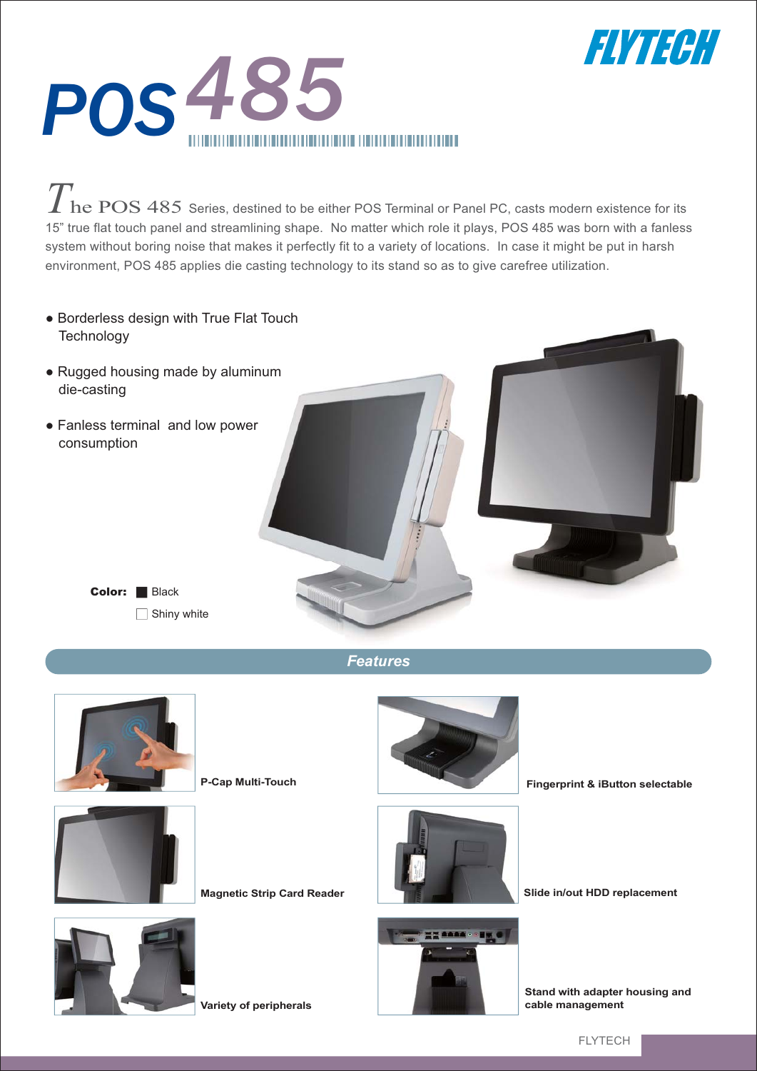# POS485

The POS 485 Series, destined to be either POS Terminal or Panel PC, casts modern existence for its 15" true flat touch panel and streamlining shape. No matter which role it plays, POS 485 was born with a fanless system without boring noise that makes it perfectly fit to a variety of locations. In case it might be put in harsh environment, POS 485 applies die casting technology to its stand so as to give carefree utilization.

- Borderless design with True Flat Touch Technology
- Rugged housing made by aluminum die-casting
- Fanless terminal and low power consumption

**Color:** Black
Shiny white

## Features

**P-Cap Multi-Touch**

**Fingerprint & iButton selectable**

**Magnetic Strip Card Reader**

**Slide in/out HDD replacement**

**Variety of peripherals**

**Stand with adapter housing and cable management**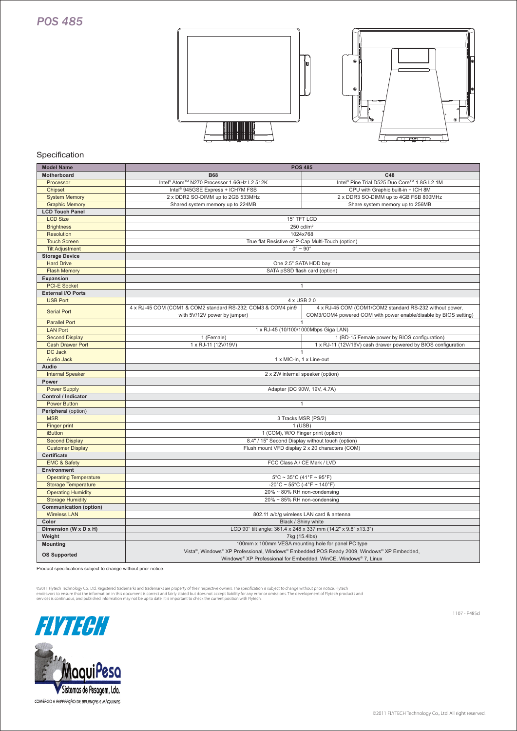# POS 485

## Specification

| Model Name | POS 485 | |
|---|---|---|
| **Motherboard** | **B68** | **C48** |
| Processor | Intel® Atom™ N270 Processor 1.6GHz L2 512K | Intel® Pine Trial D525 Duo Core™ 1.8G L2 1M |
| Chipset | Intel® 945GSE Express + ICH7M FSB | CPU with Graphic built-in + ICH 8M |
| System Memory | 2 x DDR2 SO-DIMM up to 2GB 533MHz | 2 x DDR3 SO-DIMM up to 4GB FSB 800MHz |
| Graphic Memory | Shared system memory up to 224MB | Share system memory up to 256MB |
| **LCD Touch Panel** | | |
| LCD Size | 15" TFT LCD | |
| Brightness | 250 cd/m² | |
| Resolution | 1024x768 | |
| Touch Screen | True flat Resistive or P-Cap Multi-Touch (option) | |
| Tilt Adjustment | 0° ~ 90° | |
| **Storage Device** | | |
| Hard Drive | One 2.5" SATA HDD bay | |
| Flash Memory | SATA pSSD flash card (option) | |
| **Expansion** | | |
| PCI-E Socket | 1 | |
| **External I/O Ports** | | |
| USB Port | 4 x USB 2.0 | |
| Serial Port | 4 x RJ-45 COM (COM1 & COM2 standard RS-232; COM3 & COM4 pin9 with 5V/12V power by jumper) | 4 x RJ-45 COM (COM1/COM2 standard RS-232 without power, COM3/COM4 powered COM with power enable/disable by BIOS setting) |
| Parallel Port | 1 | |
| LAN Port | 1 x RJ-45 (10/100/1000Mbps Giga LAN) | |
| Second Display | 1 (Female) | 1 (BD-15 Female power by BIOS configuration) |
| Cash Drawer Port | 1 x RJ-11 (12V/19V) | 1 x RJ-11 (12V/19V) cash drawer powered by BIOS configuration |
| DC Jack | 1 | |
| Audio Jack | 1 x MIC-in, 1 x Line-out | |
| **Audio** | | |
| Internal Speaker | 2 x 2W internal speaker (option) | |
| **Power** | | |
| Power Supply | Adapter (DC 90W, 19V, 4.7A) | |
| **Control / Indicator** | | |
| Power Button | 1 | |
| **Peripheral** (option) | | |
| MSR | 3 Tracks MSR (PS/2) | |
| Finger print | 1 (USB) | |
| iButton | 1 (COM), W/O Finger print (option) | |
| Second Display | 8.4" / 15" Second Display without touch (option) | |
| Customer Display | Flush mount VFD display 2 x 20 characters (COM) | |
| **Certificate** | | |
| EMC & Safety | FCC Class A / CE Mark / LVD | |
| **Environment** | | |
| Operating Temperature | 5°C ~ 35°C (41°F ~ 95°F) | |
| Storage Temperature | -20°C ~ 55°C (-4°F ~ 140°F) | |
| Operating Humidity | 20% ~ 80% RH non-condensing | |
| Storage Humidity | 20% ~ 85% RH non-condensing | |
| **Communication (option)** | | |
| Wireless LAN | 802.11 a/b/g wireless LAN card & antenna | |
| **Color** | Black / Shiny white | |
| **Dimension (W x D x H)** | LCD 90° tilt angle: 361.4 x 248 x 337 mm (14.2" x 9.8" x13.3") | |
| **Weight** | 7kg (15.4lbs) | |
| **Mounting** | 100mm x 100mm VESA mounting hole for panel PC type | |
| **OS Supported** | Vista®, Windows® XP Professional, Windows® Embedded POS Ready 2009, Windows® XP Embedded, Windows® XP Professional for Embedded, WinCE, Windows® 7, Linux | |

Product specifications subject to change without prior notice.

©2011 Flytech Technology Co., Ltd. Registered trademarks and trademarks are property of their respective owners. The specification is subject to change without prior notice. Flytech endeavors to ensure that the information in this document is correct and fairly stated but does not accept liability for any error or omissions. The development of Flytech products and services is continuous, and published information may not be up to date. It is important to check the current position with Flytech.

1107 - P485d

FLYTECH

MaquiPesa
Sistemas de Pesagem, Lda.
COMÉRCIO E REPARAÇÃO DE BALANÇAS E MÁQUINAS

©2011 FLYTECH Technology Co., Ltd. All right reserved.